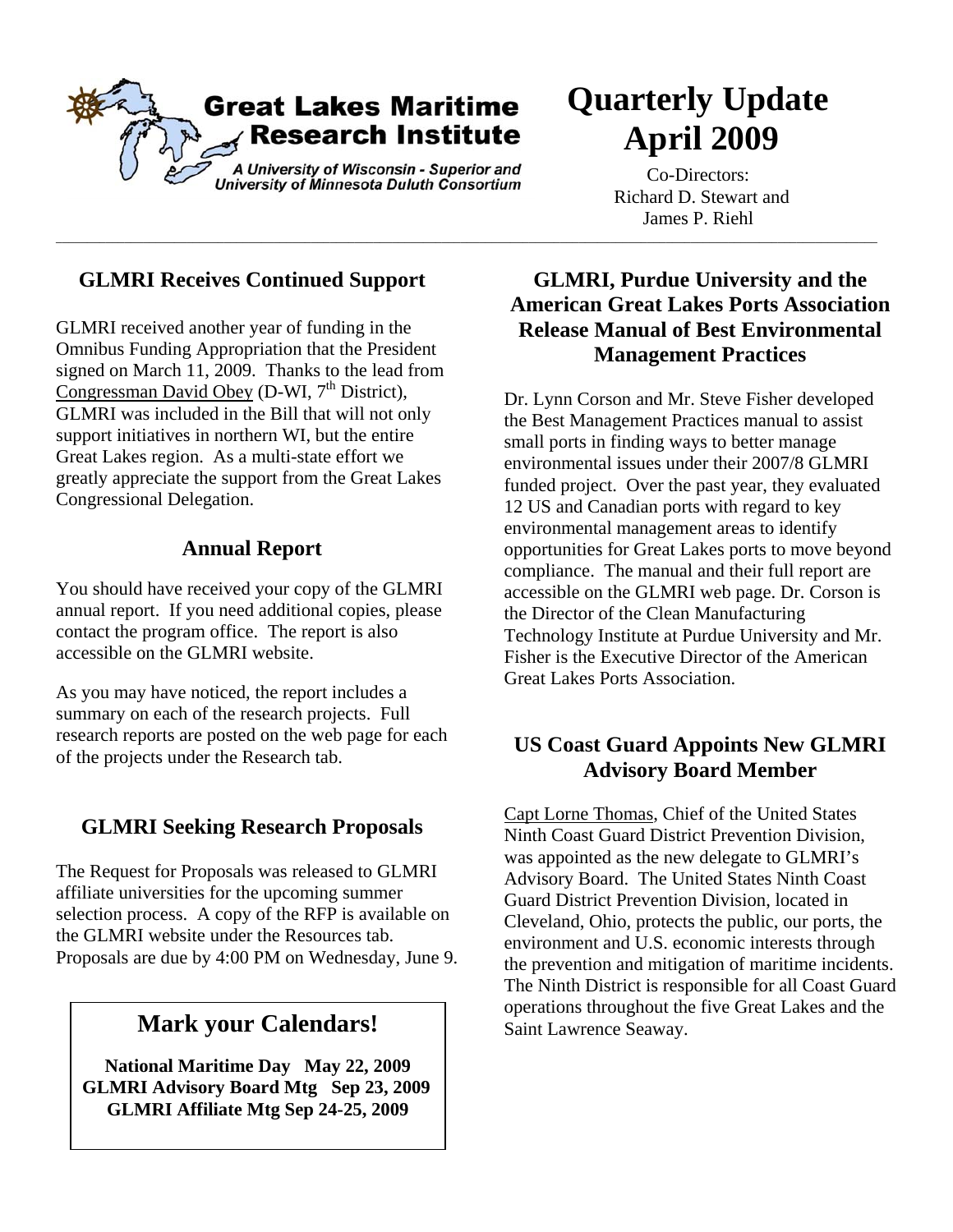**Great Lakes Maritime Research Institute**

*A University of Wisconsin - Superior and University of Minnesota Duluth Consortium*

# Quarterly Update April 2009

Co-Directors:
Richard D. Stewart and
James P. Riehl

## GLMRI Receives Continued Support

GLMRI received another year of funding in the Omnibus Funding Appropriation that the President signed on March 11, 2009. Thanks to the lead from Congressman David Obey (D-WI, 7th District), GLMRI was included in the Bill that will not only support initiatives in northern WI, but the entire Great Lakes region. As a multi-state effort we greatly appreciate the support from the Great Lakes Congressional Delegation.

## Annual Report

You should have received your copy of the GLMRI annual report. If you need additional copies, please contact the program office. The report is also accessible on the GLMRI website.

As you may have noticed, the report includes a summary on each of the research projects. Full research reports are posted on the web page for each of the projects under the Research tab.

## GLMRI Seeking Research Proposals

The Request for Proposals was released to GLMRI affiliate universities for the upcoming summer selection process. A copy of the RFP is available on the GLMRI website under the Resources tab. Proposals are due by 4:00 PM on Wednesday, June 9.

## Mark your Calendars!

**National Maritime Day May 22, 2009**
**GLMRI Advisory Board Mtg Sep 23, 2009**
**GLMRI Affiliate Mtg Sep 24-25, 2009**

## GLMRI, Purdue University and the American Great Lakes Ports Association Release Manual of Best Environmental Management Practices

Dr. Lynn Corson and Mr. Steve Fisher developed the Best Management Practices manual to assist small ports in finding ways to better manage environmental issues under their 2007/8 GLMRI funded project. Over the past year, they evaluated 12 US and Canadian ports with regard to key environmental management areas to identify opportunities for Great Lakes ports to move beyond compliance. The manual and their full report are accessible on the GLMRI web page. Dr. Corson is the Director of the Clean Manufacturing Technology Institute at Purdue University and Mr. Fisher is the Executive Director of the American Great Lakes Ports Association.

## US Coast Guard Appoints New GLMRI Advisory Board Member

Capt Lorne Thomas, Chief of the United States Ninth Coast Guard District Prevention Division, was appointed as the new delegate to GLMRI's Advisory Board. The United States Ninth Coast Guard District Prevention Division, located in Cleveland, Ohio, protects the public, our ports, the environment and U.S. economic interests through the prevention and mitigation of maritime incidents. The Ninth District is responsible for all Coast Guard operations throughout the five Great Lakes and the Saint Lawrence Seaway.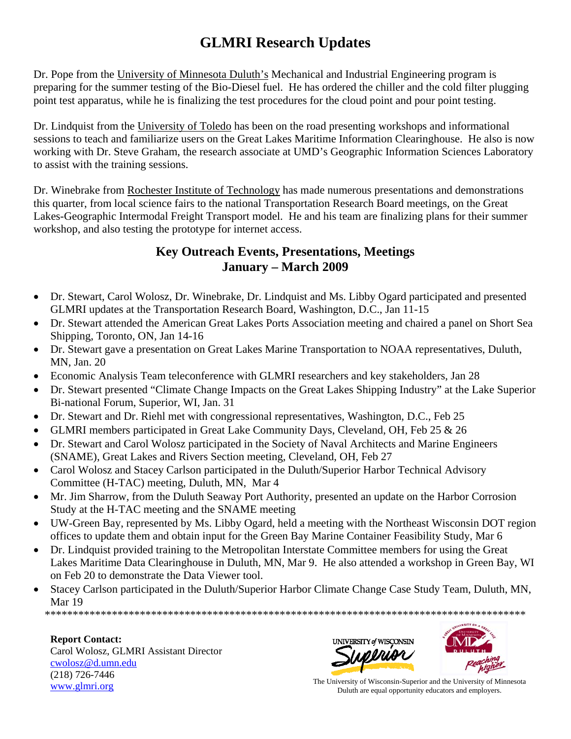# GLMRI Research Updates

Dr. Pope from the University of Minnesota Duluth's Mechanical and Industrial Engineering program is preparing for the summer testing of the Bio-Diesel fuel. He has ordered the chiller and the cold filter plugging point test apparatus, while he is finalizing the test procedures for the cloud point and pour point testing.

Dr. Lindquist from the University of Toledo has been on the road presenting workshops and informational sessions to teach and familiarize users on the Great Lakes Maritime Information Clearinghouse. He also is now working with Dr. Steve Graham, the research associate at UMD's Geographic Information Sciences Laboratory to assist with the training sessions.

Dr. Winebrake from Rochester Institute of Technology has made numerous presentations and demonstrations this quarter, from local science fairs to the national Transportation Research Board meetings, on the Great Lakes-Geographic Intermodal Freight Transport model. He and his team are finalizing plans for their summer workshop, and also testing the prototype for internet access.

## Key Outreach Events, Presentations, Meetings
## January – March 2009

- Dr. Stewart, Carol Wolosz, Dr. Winebrake, Dr. Lindquist and Ms. Libby Ogard participated and presented GLMRI updates at the Transportation Research Board, Washington, D.C., Jan 11-15
- Dr. Stewart attended the American Great Lakes Ports Association meeting and chaired a panel on Short Sea Shipping, Toronto, ON, Jan 14-16
- Dr. Stewart gave a presentation on Great Lakes Marine Transportation to NOAA representatives, Duluth, MN, Jan. 20
- Economic Analysis Team teleconference with GLMRI researchers and key stakeholders, Jan 28
- Dr. Stewart presented "Climate Change Impacts on the Great Lakes Shipping Industry" at the Lake Superior Bi-national Forum, Superior, WI, Jan. 31
- Dr. Stewart and Dr. Riehl met with congressional representatives, Washington, D.C., Feb 25
- GLMRI members participated in Great Lake Community Days, Cleveland, OH, Feb 25 & 26
- Dr. Stewart and Carol Wolosz participated in the Society of Naval Architects and Marine Engineers (SNAME), Great Lakes and Rivers Section meeting, Cleveland, OH, Feb 27
- Carol Wolosz and Stacey Carlson participated in the Duluth/Superior Harbor Technical Advisory Committee (H-TAC) meeting, Duluth, MN, Mar 4
- Mr. Jim Sharrow, from the Duluth Seaway Port Authority, presented an update on the Harbor Corrosion Study at the H-TAC meeting and the SNAME meeting
- UW-Green Bay, represented by Ms. Libby Ogard, held a meeting with the Northeast Wisconsin DOT region offices to update them and obtain input for the Green Bay Marine Container Feasibility Study, Mar 6
- Dr. Lindquist provided training to the Metropolitan Interstate Committee members for using the Great Lakes Maritime Data Clearinghouse in Duluth, MN, Mar 9. He also attended a workshop in Green Bay, WI on Feb 20 to demonstrate the Data Viewer tool.
- Stacey Carlson participated in the Duluth/Superior Harbor Climate Change Case Study Team, Duluth, MN, Mar 19

\*\*\*\*\*\*\*\*\*\*\*\*\*\*\*\*\*\*\*\*\*\*\*\*\*\*\*\*\*\*\*\*\*\*\*\*\*\*\*\*\*\*\*\*\*\*\*\*\*\*\*\*\*\*\*\*\*\*\*\*\*\*\*\*\*\*\*\*\*\*\*\*\*\*\*\*\*\*\*\*\*\*\*\*\*\*\*\*\*\*\*\*

**Report Contact:**
Carol Wolosz, GLMRI Assistant Director
cwolosz@d.umn.edu
(218) 726-7446
www.glmri.org

The University of Wisconsin-Superior and the University of Minnesota Duluth are equal opportunity educators and employers.